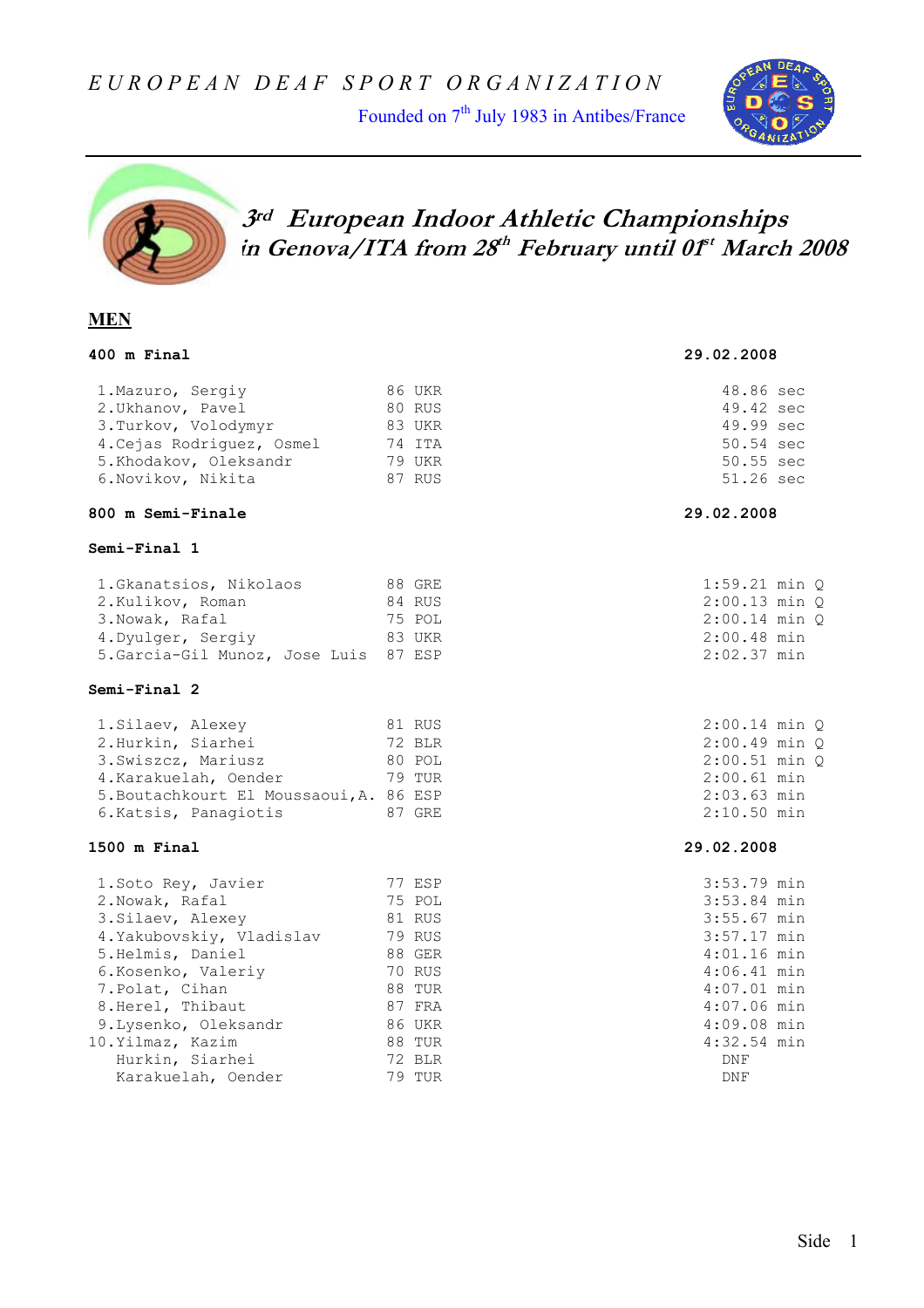E U R O P E A N   D E A F   S P O R T   O R G A N I Z A T I O N

Founded on 7th July 1983 in Antibes/France

# 3rd European Indoor Athletic Championships in Genova/ITA from 28th February until 01st March 2008

## MEN

### 400 m Final — 29.02.2008

| Place | Name | Year | Nation | Result |
|---|---|---|---|---|
| 1. | Mazuro, Sergiy | 86 | UKR | 48.86 sec |
| 2. | Ukhanov, Pavel | 80 | RUS | 49.42 sec |
| 3. | Turkov, Volodymyr | 83 | UKR | 49.99 sec |
| 4. | Cejas Rodriguez, Osmel | 74 | ITA | 50.54 sec |
| 5. | Khodakov, Oleksandr | 79 | UKR | 50.55 sec |
| 6. | Novikov, Nikita | 87 | RUS | 51.26 sec |

### 800 m Semi-Finale — 29.02.2008

**Semi-Final 1**

| Place | Name | Year | Nation | Result |
|---|---|---|---|---|
| 1. | Gkanatsios, Nikolaos | 88 | GRE | 1:59.21 min Q |
| 2. | Kulikov, Roman | 84 | RUS | 2:00.13 min Q |
| 3. | Nowak, Rafal | 75 | POL | 2:00.14 min Q |
| 4. | Dyulger, Sergiy | 83 | UKR | 2:00.48 min |
| 5. | Garcia-Gil Munoz, Jose Luis | 87 | ESP | 2:02.37 min |

**Semi-Final 2**

| Place | Name | Year | Nation | Result |
|---|---|---|---|---|
| 1. | Silaev, Alexey | 81 | RUS | 2:00.14 min Q |
| 2. | Hurkin, Siarhei | 72 | BLR | 2:00.49 min Q |
| 3. | Swiszcz, Mariusz | 80 | POL | 2:00.51 min Q |
| 4. | Karakuelah, Oender | 79 | TUR | 2:00.61 min |
| 5. | Boutachkourt El Moussaoui,A. | 86 | ESP | 2:03.63 min |
| 6. | Katsis, Panagiotis | 87 | GRE | 2:10.50 min |

### 1500 m Final — 29.02.2008

| Place | Name | Year | Nation | Result |
|---|---|---|---|---|
| 1. | Soto Rey, Javier | 77 | ESP | 3:53.79 min |
| 2. | Nowak, Rafal | 75 | POL | 3:53.84 min |
| 3. | Silaev, Alexey | 81 | RUS | 3:55.67 min |
| 4. | Yakubovskiy, Vladislav | 79 | RUS | 3:57.17 min |
| 5. | Helmis, Daniel | 88 | GER | 4:01.16 min |
| 6. | Kosenko, Valeriy | 70 | RUS | 4:06.41 min |
| 7. | Polat, Cihan | 88 | TUR | 4:07.01 min |
| 8. | Herel, Thibaut | 87 | FRA | 4:07.06 min |
| 9. | Lysenko, Oleksandr | 86 | UKR | 4:09.08 min |
| 10. | Yilmaz, Kazim | 88 | TUR | 4:32.54 min |
| | Hurkin, Siarhei | 72 | BLR | DNF |
| | Karakuelah, Oender | 79 | TUR | DNF |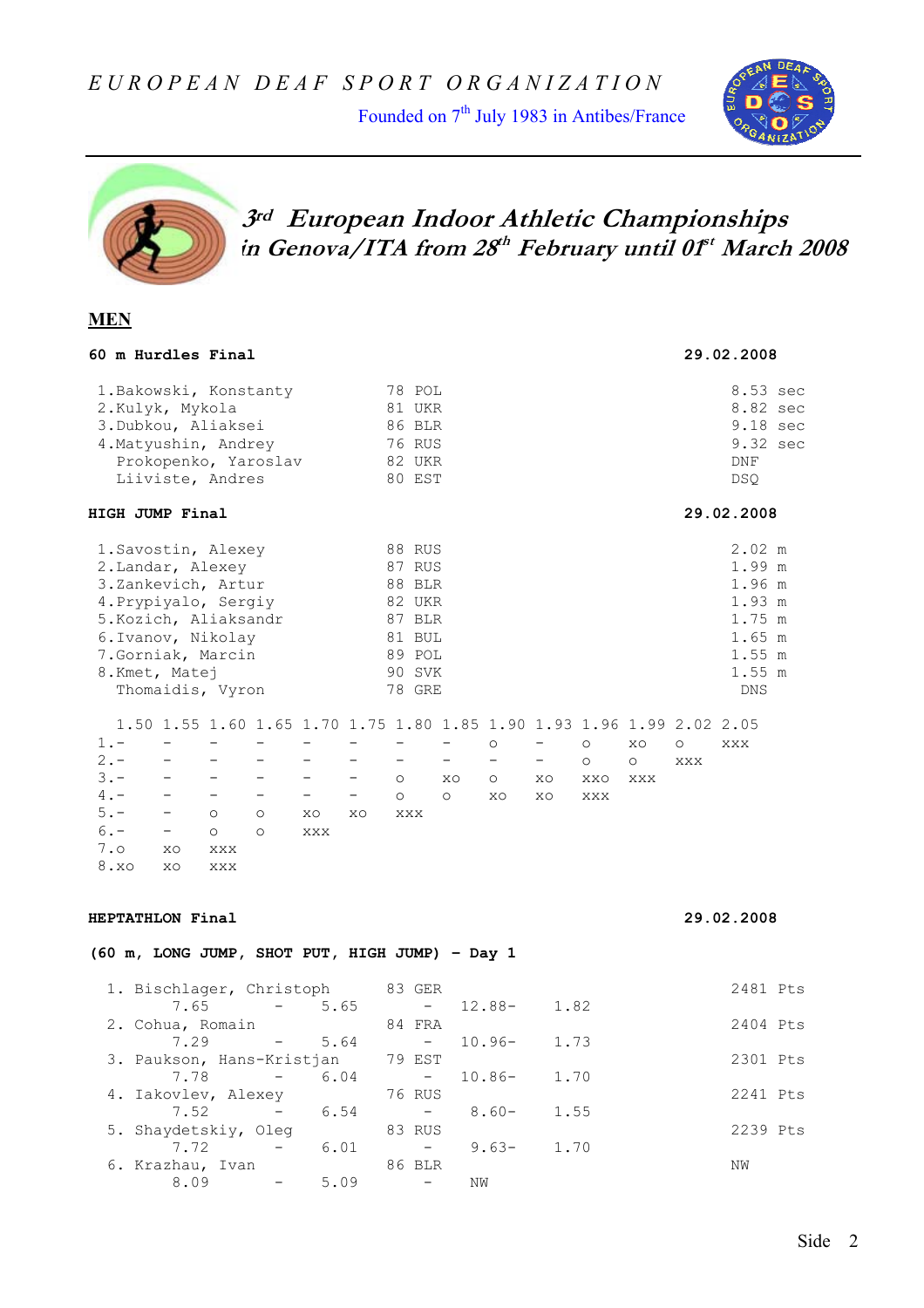# EUROPEAN DEAF SPORT ORGANIZATION

Founded on 7th July 1983 in Antibes/France

## 3rd European Indoor Athletic Championships in Genova/ITA from 28th February until 01st March 2008

## MEN

### 60 m Hurdles Final — 29.02.2008

| Place | Name | Year | Country | Result |
|---|---|---|---|---|
| 1. | Bakowski, Konstanty | 78 | POL | 8.53 sec |
| 2. | Kulyk, Mykola | 81 | UKR | 8.82 sec |
| 3. | Dubkou, Aliaksei | 86 | BLR | 9.18 sec |
| 4. | Matyushin, Andrey | 76 | RUS | 9.32 sec |
| | Prokopenko, Yaroslav | 82 | UKR | DNF |
| | Liiviste, Andres | 80 | EST | DSQ |

### HIGH JUMP Final — 29.02.2008

| Place | Name | Year | Country | Result |
|---|---|---|---|---|
| 1. | Savostin, Alexey | 88 | RUS | 2.02 m |
| 2. | Landar, Alexey | 87 | RUS | 1.99 m |
| 3. | Zankevich, Artur | 88 | BLR | 1.96 m |
| 4. | Prypiyalo, Sergiy | 82 | UKR | 1.93 m |
| 5. | Kozich, Aliaksandr | 87 | BLR | 1.75 m |
| 6. | Ivanov, Nikolay | 81 | BUL | 1.65 m |
| 7. | Gorniak, Marcin | 89 | POL | 1.55 m |
| 8. | Kmet, Matej | 90 | SVK | 1.55 m |
| | Thomaidis, Vyron | 78 | GRE | DNS |

| | 1.50 | 1.55 | 1.60 | 1.65 | 1.70 | 1.75 | 1.80 | 1.85 | 1.90 | 1.93 | 1.96 | 1.99 | 2.02 | 2.05 |
|---|---|---|---|---|---|---|---|---|---|---|---|---|---|---|
| 1. | - | - | - | - | - | - | - | - | o | - | o | xo | o | xxx |
| 2. | - | - | - | - | - | - | - | - | - | - | o | o | xxx | |
| 3. | - | - | - | - | - | - | o | xo | o | xo | xxo | xxx | | |
| 4. | - | - | - | - | - | - | o | o | xo | xo | xxx | | | |
| 5. | - | - | o | o | xo | xo | xxx | | | | | | | |
| 6. | - | - | o | o | xxx | | | | | | | | | |
| 7. | o | xo | xxx | | | | | | | | | | | |
| 8. | xo | xo | xxx | | | | | | | | | | | |

### HEPTATHLON Final — 29.02.2008

**(60 m, LONG JUMP, SHOT PUT, HIGH JUMP) – Day 1**

| Place | Name | Year | Country | 60 m | Long Jump | Shot Put | High Jump | Points |
|---|---|---|---|---|---|---|---|---|
| 1. | Bischlager, Christoph | 83 | GER | 7.65 | 5.65 | 12.88 | 1.82 | 2481 Pts |
| 2. | Cohua, Romain | 84 | FRA | 7.29 | 5.64 | 10.96 | 1.73 | 2404 Pts |
| 3. | Paukson, Hans-Kristjan | 79 | EST | 7.78 | 6.04 | 10.86 | 1.70 | 2301 Pts |
| 4. | Iakovlev, Alexey | 76 | RUS | 7.52 | 6.54 | 8.60 | 1.55 | 2241 Pts |
| 5. | Shaydetskiy, Oleg | 83 | RUS | 7.72 | 6.01 | 9.63 | 1.70 | 2239 Pts |
| 6. | Krazhau, Ivan | 86 | BLR | 8.09 | 5.09 | NW | | NW |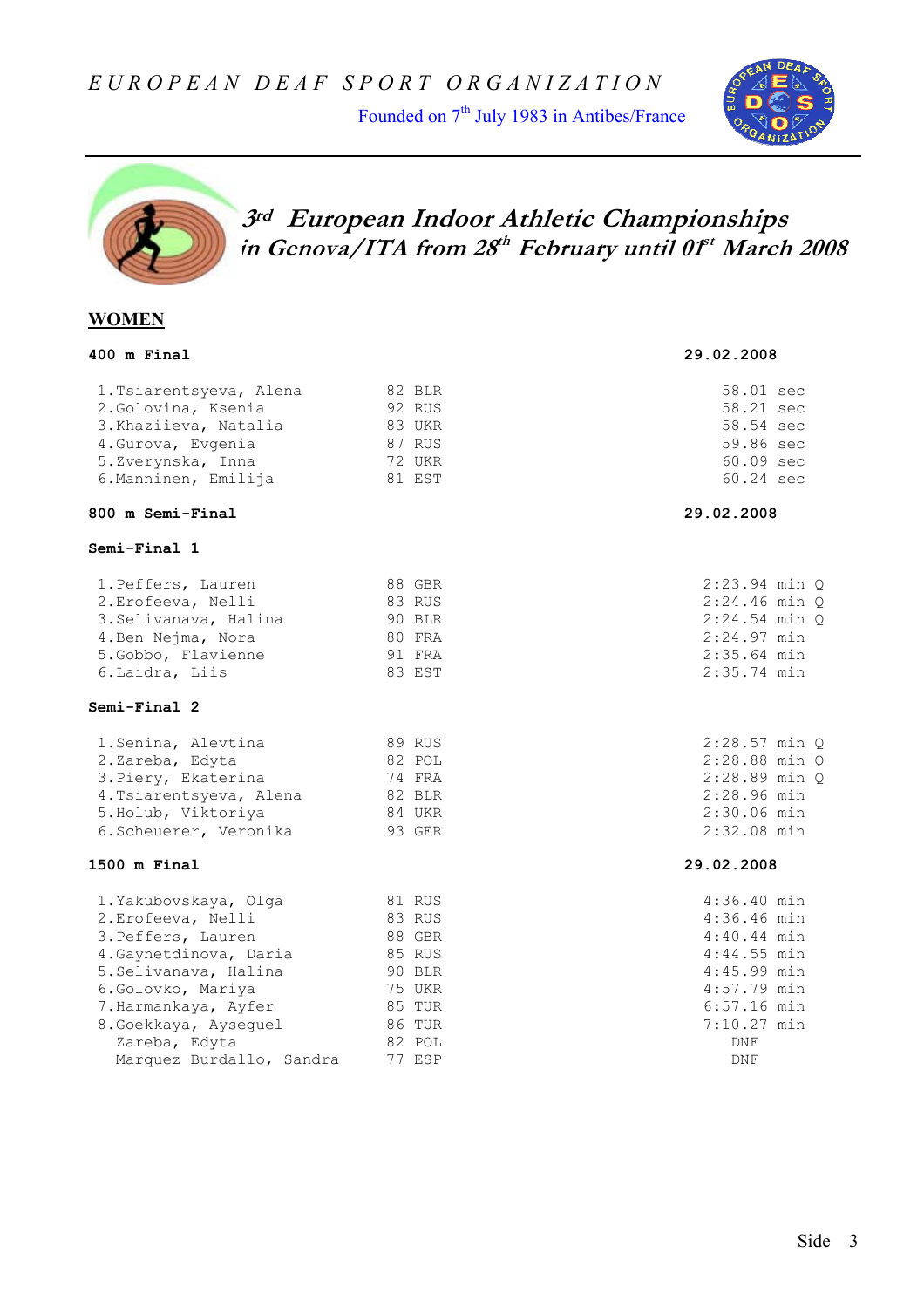EUROPEAN DEAF SPORT ORGANIZATION

Founded on 7th July 1983 in Antibes/France

# 3rd European Indoor Athletic Championships in Genova/ITA from 28th February until 01st March 2008

## WOMEN

### 400 m Final — 29.02.2008

| Place | Name | Year | Country | Result |
|---|---|---|---|---|
| 1. | Tsiarentsyeva, Alena | 82 | BLR | 58.01 sec |
| 2. | Golovina, Ksenia | 92 | RUS | 58.21 sec |
| 3. | Khaziieva, Natalia | 83 | UKR | 58.54 sec |
| 4. | Gurova, Evgenia | 87 | RUS | 59.86 sec |
| 5. | Zverynska, Inna | 72 | UKR | 60.09 sec |
| 6. | Manninen, Emilija | 81 | EST | 60.24 sec |

### 800 m Semi-Final — 29.02.2008

**Semi-Final 1**

| Place | Name | Year | Country | Result |
|---|---|---|---|---|
| 1. | Peffers, Lauren | 88 | GBR | 2:23.94 min Q |
| 2. | Erofeeva, Nelli | 83 | RUS | 2:24.46 min Q |
| 3. | Selivanava, Halina | 90 | BLR | 2:24.54 min Q |
| 4. | Ben Nejma, Nora | 80 | FRA | 2:24.97 min |
| 5. | Gobbo, Flavienne | 91 | FRA | 2:35.64 min |
| 6. | Laidra, Liis | 83 | EST | 2:35.74 min |

**Semi-Final 2**

| Place | Name | Year | Country | Result |
|---|---|---|---|---|
| 1. | Senina, Alevtina | 89 | RUS | 2:28.57 min Q |
| 2. | Zareba, Edyta | 82 | POL | 2:28.88 min Q |
| 3. | Piery, Ekaterina | 74 | FRA | 2:28.89 min Q |
| 4. | Tsiarentsyeva, Alena | 82 | BLR | 2:28.96 min |
| 5. | Holub, Viktoriya | 84 | UKR | 2:30.06 min |
| 6. | Scheuerer, Veronika | 93 | GER | 2:32.08 min |

### 1500 m Final — 29.02.2008

| Place | Name | Year | Country | Result |
|---|---|---|---|---|
| 1. | Yakubovskaya, Olga | 81 | RUS | 4:36.40 min |
| 2. | Erofeeva, Nelli | 83 | RUS | 4:36.46 min |
| 3. | Peffers, Lauren | 88 | GBR | 4:40.44 min |
| 4. | Gaynetdinova, Daria | 85 | RUS | 4:44.55 min |
| 5. | Selivanava, Halina | 90 | BLR | 4:45.99 min |
| 6. | Golovko, Mariya | 75 | UKR | 4:57.79 min |
| 7. | Harmankaya, Ayfer | 85 | TUR | 6:57.16 min |
| 8. | Goekkaya, Ayseguel | 86 | TUR | 7:10.27 min |
| | Zareba, Edyta | 82 | POL | DNF |
| | Marquez Burdallo, Sandra | 77 | ESP | DNF |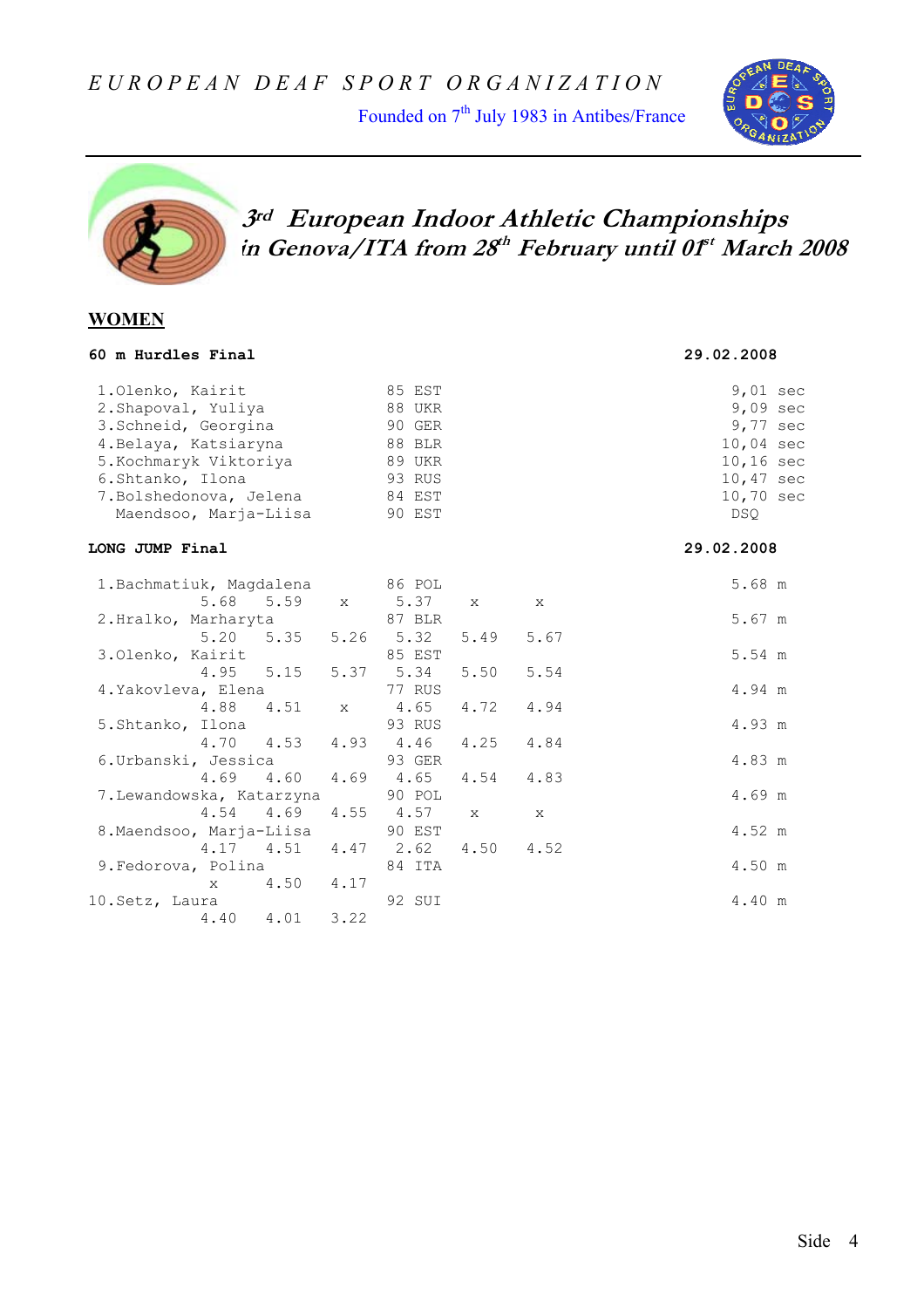EUROPEAN DEAF SPORT ORGANIZATION

Founded on 7th July 1983 in Antibes/France

# 3rd European Indoor Athletic Championships in Genova/ITA from 28th February until 01st March 2008

## WOMEN

### 60 m Hurdles Final

29.02.2008

| Place | Name | Year | Nation | Result |
|---|---|---|---|---|
| 1. | Olenko, Kairit | 85 | EST | 9,01 sec |
| 2. | Shapoval, Yuliya | 88 | UKR | 9,09 sec |
| 3. | Schneid, Georgina | 90 | GER | 9,77 sec |
| 4. | Belaya, Katsiaryna | 88 | BLR | 10,04 sec |
| 5. | Kochmaryk Viktoriya | 89 | UKR | 10,16 sec |
| 6. | Shtanko, Ilona | 93 | RUS | 10,47 sec |
| 7. | Bolshedonova, Jelena | 84 | EST | 10,70 sec |
| | Maendsoo, Marja-Liisa | 90 | EST | DSQ |

### LONG JUMP Final

29.02.2008

| Place | Name | Year | Nation | 1 | 2 | 3 | 4 | 5 | 6 | Result |
|---|---|---|---|---|---|---|---|---|---|---|
| 1. | Bachmatiuk, Magdalena | 86 | POL | 5.68 | 5.59 | x | 5.37 | x | x | 5.68 m |
| 2. | Hralko, Marharyta | 87 | BLR | 5.20 | 5.35 | 5.26 | 5.32 | 5.49 | 5.67 | 5.67 m |
| 3. | Olenko, Kairit | 85 | EST | 4.95 | 5.15 | 5.37 | 5.34 | 5.50 | 5.54 | 5.54 m |
| 4. | Yakovleva, Elena | 77 | RUS | 4.88 | 4.51 | x | 4.65 | 4.72 | 4.94 | 4.94 m |
| 5. | Shtanko, Ilona | 93 | RUS | 4.70 | 4.53 | 4.93 | 4.46 | 4.25 | 4.84 | 4.93 m |
| 6. | Urbanski, Jessica | 93 | GER | 4.69 | 4.60 | 4.69 | 4.65 | 4.54 | 4.83 | 4.83 m |
| 7. | Lewandowska, Katarzyna | 90 | POL | 4.54 | 4.69 | 4.55 | 4.57 | x | x | 4.69 m |
| 8. | Maendsoo, Marja-Liisa | 90 | EST | 4.17 | 4.51 | 4.47 | 2.62 | 4.50 | 4.52 | 4.52 m |
| 9. | Fedorova, Polina | 84 | ITA | x | 4.50 | 4.17 | | | | 4.50 m |
| 10. | Setz, Laura | 92 | SUI | 4.40 | 4.01 | 3.22 | | | | 4.40 m |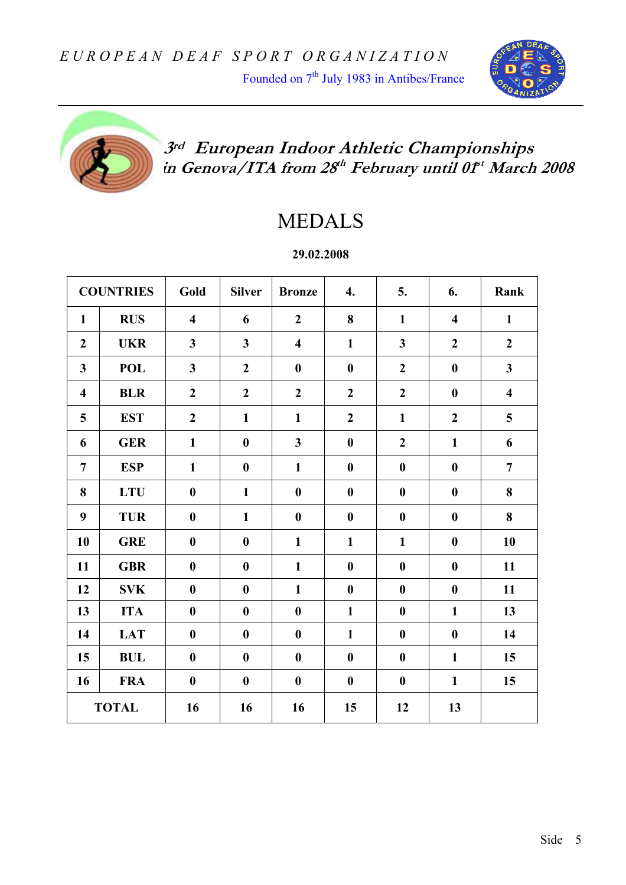EUROPEAN DEAF SPORT ORGANIZATION

Founded on 7th July 1983 in Antibes/France

## *3rd European Indoor Athletic Championships in Genova/ITA from 28th February until 01st March 2008*

# MEDALS

**29.02.2008**

| COUNTRIES | | Gold | Silver | Bronze | 4. | 5. | 6. | Rank |
|---|---|---|---|---|---|---|---|---|
| 1 | RUS | 4 | 6 | 2 | 8 | 1 | 4 | 1 |
| 2 | UKR | 3 | 3 | 4 | 1 | 3 | 2 | 2 |
| 3 | POL | 3 | 2 | 0 | 0 | 2 | 0 | 3 |
| 4 | BLR | 2 | 2 | 2 | 2 | 2 | 0 | 4 |
| 5 | EST | 2 | 1 | 1 | 2 | 1 | 2 | 5 |
| 6 | GER | 1 | 0 | 3 | 0 | 2 | 1 | 6 |
| 7 | ESP | 1 | 0 | 1 | 0 | 0 | 0 | 7 |
| 8 | LTU | 0 | 1 | 0 | 0 | 0 | 0 | 8 |
| 9 | TUR | 0 | 1 | 0 | 0 | 0 | 0 | 8 |
| 10 | GRE | 0 | 0 | 1 | 1 | 1 | 0 | 10 |
| 11 | GBR | 0 | 0 | 1 | 0 | 0 | 0 | 11 |
| 12 | SVK | 0 | 0 | 1 | 0 | 0 | 0 | 11 |
| 13 | ITA | 0 | 0 | 0 | 1 | 0 | 1 | 13 |
| 14 | LAT | 0 | 0 | 0 | 1 | 0 | 0 | 14 |
| 15 | BUL | 0 | 0 | 0 | 0 | 0 | 1 | 15 |
| 16 | FRA | 0 | 0 | 0 | 0 | 0 | 1 | 15 |
| TOTAL | | 16 | 16 | 16 | 15 | 12 | 13 | |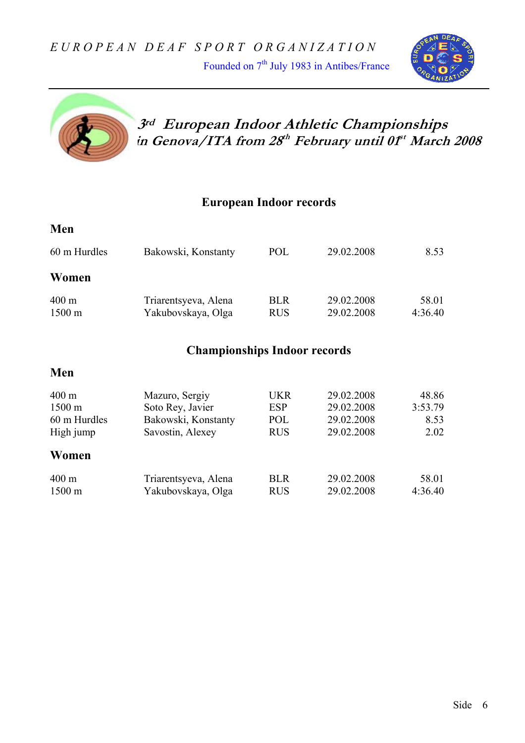EUROPEAN DEAF SPORT ORGANIZATION

Founded on 7th July 1983 in Antibes/France

# 3rd European Indoor Athletic Championships in Genova/ITA from 28th February until 01st March 2008

## European Indoor records

### Men

| | | | | |
|---|---|---|---|---|
| 60 m Hurdles | Bakowski, Konstanty | POL | 29.02.2008 | 8.53 |

### Women

| | | | | |
|---|---|---|---|---|
| 400 m | Triarentsyeva, Alena | BLR | 29.02.2008 | 58.01 |
| 1500 m | Yakubovskaya, Olga | RUS | 29.02.2008 | 4:36.40 |

## Championships Indoor records

### Men

| | | | | |
|---|---|---|---|---|
| 400 m | Mazuro, Sergiy | UKR | 29.02.2008 | 48.86 |
| 1500 m | Soto Rey, Javier | ESP | 29.02.2008 | 3:53.79 |
| 60 m Hurdles | Bakowski, Konstanty | POL | 29.02.2008 | 8.53 |
| High jump | Savostin, Alexey | RUS | 29.02.2008 | 2.02 |

### Women

| | | | | |
|---|---|---|---|---|
| 400 m | Triarentsyeva, Alena | BLR | 29.02.2008 | 58.01 |
| 1500 m | Yakubovskaya, Olga | RUS | 29.02.2008 | 4:36.40 |